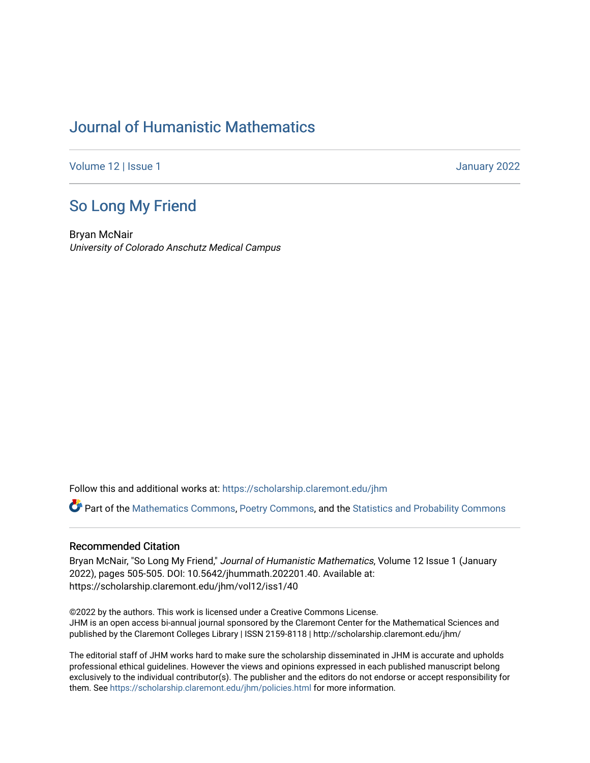# Journal of Humanistic Mathematics

Volume 12 | Issue 1 January 2022

## So Long My Friend

Bryan McNair
*University of Colorado Anschutz Medical Campus*

Follow this and additional works at: https://scholarship.claremont.edu/jhm

Part of the Mathematics Commons, Poetry Commons, and the Statistics and Probability Commons

### Recommended Citation

Bryan McNair, "So Long My Friend," *Journal of Humanistic Mathematics*, Volume 12 Issue 1 (January 2022), pages 505-505. DOI: 10.5642/jhummath.202201.40. Available at: https://scholarship.claremont.edu/jhm/vol12/iss1/40

©2022 by the authors. This work is licensed under a Creative Commons License.
JHM is an open access bi-annual journal sponsored by the Claremont Center for the Mathematical Sciences and published by the Claremont Colleges Library | ISSN 2159-8118 | http://scholarship.claremont.edu/jhm/

The editorial staff of JHM works hard to make sure the scholarship disseminated in JHM is accurate and upholds professional ethical guidelines. However the views and opinions expressed in each published manuscript belong exclusively to the individual contributor(s). The publisher and the editors do not endorse or accept responsibility for them. See https://scholarship.claremont.edu/jhm/policies.html for more information.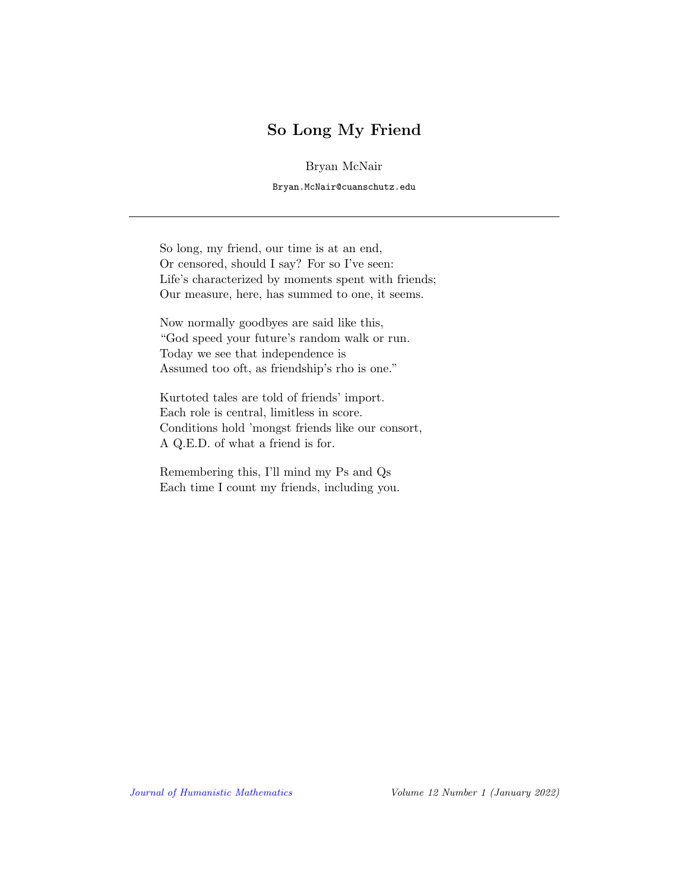# So Long My Friend

Bryan McNair

Bryan.McNair@cuanschutz.edu

---

So long, my friend, our time is at an end,  
Or censored, should I say? For so I've seen:  
Life's characterized by moments spent with friends;  
Our measure, here, has summed to one, it seems.

Now normally goodbyes are said like this,  
"God speed your future's random walk or run.  
Today we see that independence is  
Assumed too oft, as friendship's rho is one."

Kurtoted tales are told of friends' import.  
Each role is central, limitless in score.  
Conditions hold 'mongst friends like our consort,  
A Q.E.D. of what a friend is for.

Remembering this, I'll mind my Ps and Qs  
Each time I count my friends, including you.